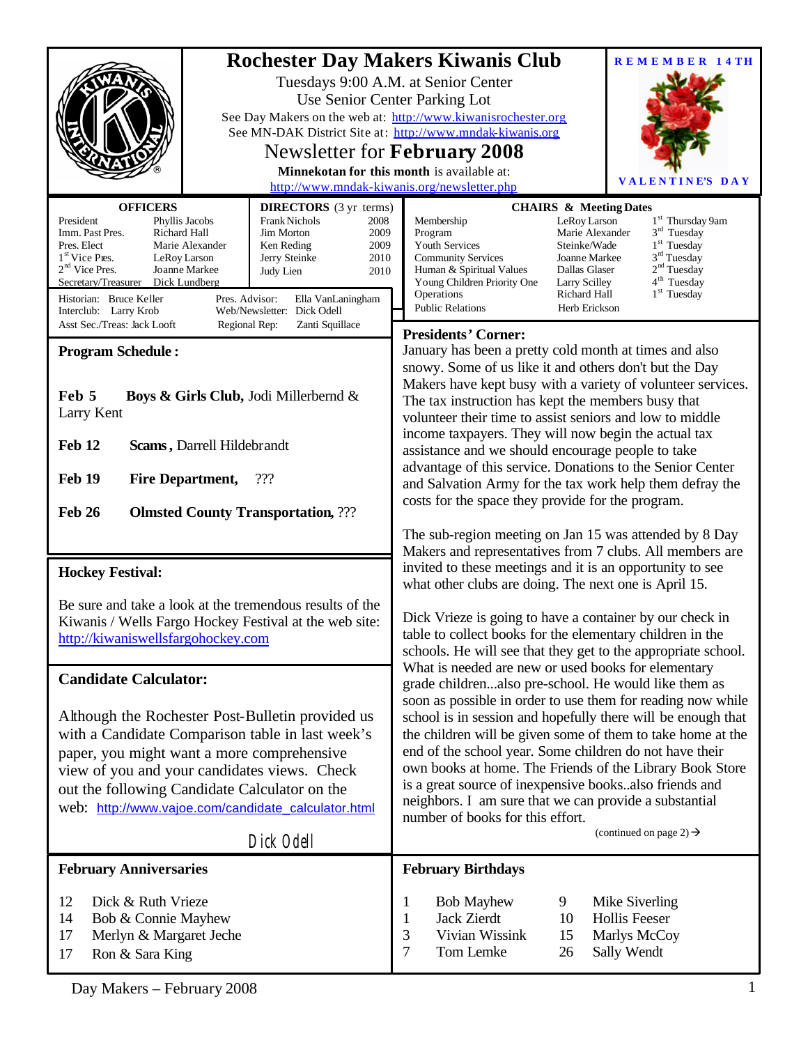# Rochester Day Makers Kiwanis Club

Tuesdays 9:00 A.M. at Senior Center
Use Senior Center Parking Lot
See Day Makers on the web at: http://www.kiwanisrochester.org
See MN-DAK District Site at: http://www.mndak-kiwanis.org

## Newsletter for **February 2008**

**Minnekotan for this month** is available at:
http://www.mndak-kiwanis.org/newsletter.php

REMEMBER 14TH
VALENTINE'S DAY

### OFFICERS

| | |
|---|---|
| President | Phyllis Jacobs |
| Imm. Past Pres. | Richard Hall |
| Pres. Elect | Marie Alexander |
| 1st Vice Pres. | LeRoy Larson |
| 2nd Vice Pres. | Joanne Markee |
| Secretary/Treasurer | Dick Lundberg |

### DIRECTORS (3 yr terms)

| | |
|---|---|
| Frank Nichols | 2008 |
| Jim Morton | 2009 |
| Ken Reding | 2009 |
| Jerry Steinke | 2010 |
| Judy Lien | 2010 |

Historian: Bruce Keller
Interclub: Larry Krob
Asst Sec./Treas: Jack Looft
Pres. Advisor: Ella VanLaningham
Web/Newsletter: Dick Odell
Regional Rep: Zanti Squillace

### CHAIRS & Meeting Dates

| | | |
|---|---|---|
| Membership | LeRoy Larson | 1st Thursday 9am |
| Program | Marie Alexander | 3rd Tuesday |
| Youth Services | Steinke/Wade | 1st Tuesday |
| Community Services | Joanne Markee | 3rd Tuesday |
| Human & Spiritual Values | Dallas Glaser | 2nd Tuesday |
| Young Children Priority One | Larry Scilley | 4th Tuesday |
| Operations | Richard Hall | 1st Tuesday |
| Public Relations | Herb Erickson | |

### Program Schedule:

**Feb 5** **Boys & Girls Club,** Jodi Millerbernd & Larry Kent

**Feb 12** **Scams**, Darrell Hildebrandt

**Feb 19** **Fire Department,** ???

**Feb 26** **Olmsted County Transportation,** ???

### Hockey Festival:

Be sure and take a look at the tremendous results of the Kiwanis / Wells Fargo Hockey Festival at the web site: http://kiwaniswellsfargohockey.com

### Candidate Calculator:

Although the Rochester Post-Bulletin provided us with a Candidate Comparison table in last week's paper, you might want a more comprehensive view of you and your candidates views. Check out the following Candidate Calculator on the web: http://www.vajoe.com/candidate_calculator.html

Dick Odell

### Presidents' Corner:

January has been a pretty cold month at times and also snowy. Some of us like it and others don't but the Day Makers have kept busy with a variety of volunteer services. The tax instruction has kept the members busy that volunteer their time to assist seniors and low to middle income taxpayers. They will now begin the actual tax assistance and we should encourage people to take advantage of this service. Donations to the Senior Center and Salvation Army for the tax work help them defray the costs for the space they provide for the program.

The sub-region meeting on Jan 15 was attended by 8 Day Makers and representatives from 7 clubs. All members are invited to these meetings and it is an opportunity to see what other clubs are doing. The next one is April 15.

Dick Vrieze is going to have a container by our check in table to collect books for the elementary children in the schools. He will see that they get to the appropriate school. What is needed are new or used books for elementary grade children...also pre-school. He would like them as soon as possible in order to use them for reading now while school is in session and hopefully there will be enough that the children will be given some of them to take home at the end of the school year. Some children do not have their own books at home. The Friends of the Library Book Store is a great source of inexpensive books..also friends and neighbors. I am sure that we can provide a substantial number of books for this effort.

(continued on page 2) →

### February Anniversaries

| | |
|---|---|
| 12 | Dick & Ruth Vrieze |
| 14 | Bob & Connie Mayhew |
| 17 | Merlyn & Margaret Jeche |
| 17 | Ron & Sara King |

### February Birthdays

| | | | |
|---|---|---|---|
| 1 | Bob Mayhew | 9 | Mike Siverling |
| 1 | Jack Zierdt | 10 | Hollis Feeser |
| 3 | Vivian Wissink | 15 | Marlys McCoy |
| 7 | Tom Lemke | 26 | Sally Wendt |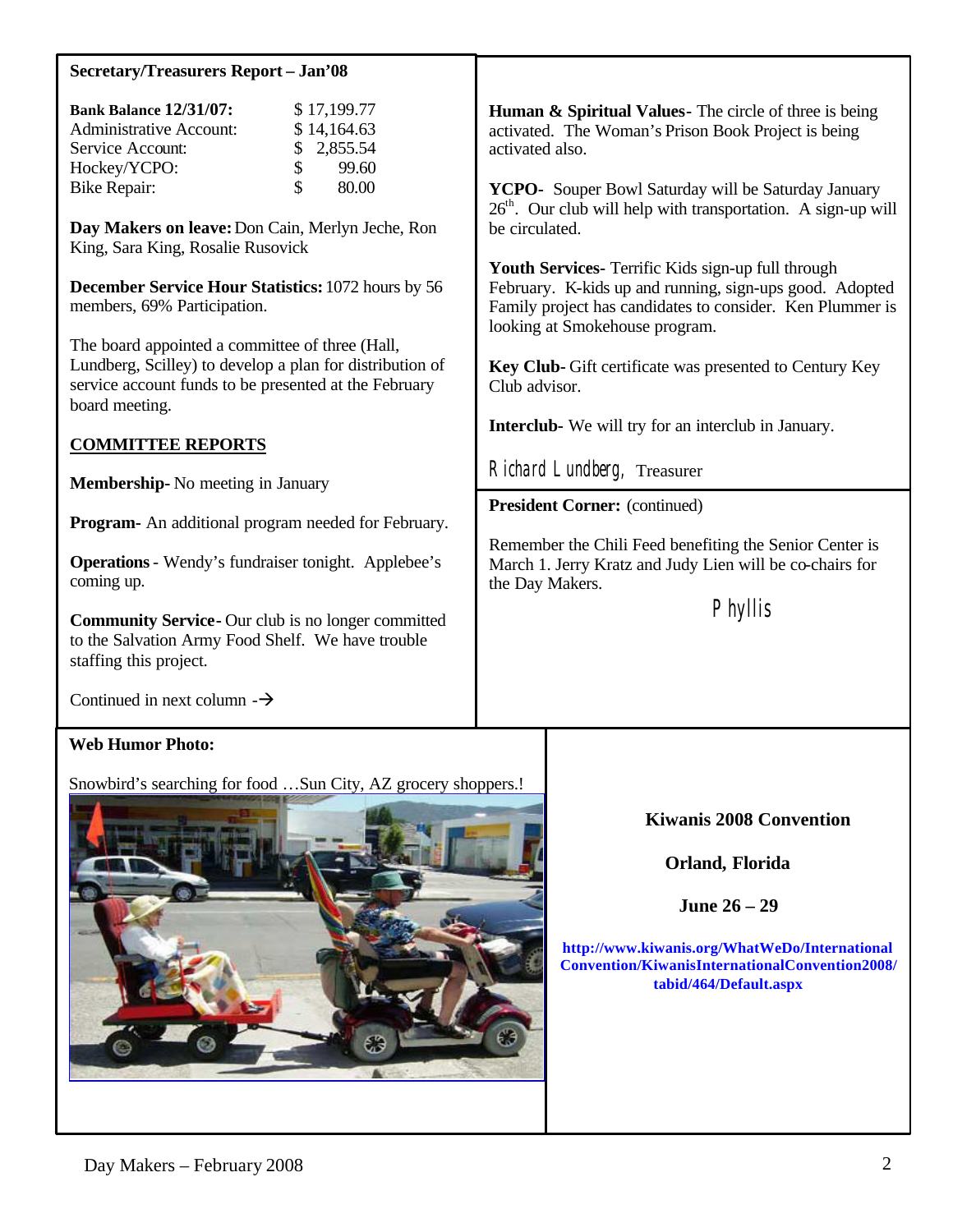## Secretary/Treasurers Report – Jan'08

| | |
|---|---|
| **Bank Balance 12/31/07:** | $ 17,199.77 |
| Administrative Account: | $ 14,164.63 |
| Service Account: | $ 2,855.54 |
| Hockey/YCPO: | $ 99.60 |
| Bike Repair: | $ 80.00 |

**Day Makers on leave:** Don Cain, Merlyn Jeche, Ron King, Sara King, Rosalie Rusovick

**December Service Hour Statistics:** 1072 hours by 56 members, 69% Participation.

The board appointed a committee of three (Hall, Lundberg, Scilley) to develop a plan for distribution of service account funds to be presented at the February board meeting.

### COMMITTEE REPORTS

**Membership-** No meeting in January

**Program-** An additional program needed for February.

**Operations** - Wendy's fundraiser tonight. Applebee's coming up.

**Community Service-** Our club is no longer committed to the Salvation Army Food Shelf. We have trouble staffing this project.

Continued in next column -→

**Human & Spiritual Values-** The circle of three is being activated. The Woman's Prison Book Project is being activated also.

**YCPO-** Souper Bowl Saturday will be Saturday January 26th. Our club will help with transportation. A sign-up will be circulated.

**Youth Services-** Terrific Kids sign-up full through February. K-kids up and running, sign-ups good. Adopted Family project has candidates to consider. Ken Plummer is looking at Smokehouse program.

**Key Club-** Gift certificate was presented to Century Key Club advisor.

**Interclub-** We will try for an interclub in January.

Richard Lundberg, Treasurer

**President Corner:** (continued)

Remember the Chili Feed benefiting the Senior Center is March 1. Jerry Kratz and Judy Lien will be co-chairs for the Day Makers.

Phyllis

**Web Humor Photo:**

Snowbird's searching for food …Sun City, AZ grocery shoppers.!

**Kiwanis 2008 Convention**

**Orland, Florida**

**June 26 – 29**

**http://www.kiwanis.org/WhatWeDo/InternationalConvention/KiwanisInternationalConvention2008/tabid/464/Default.aspx**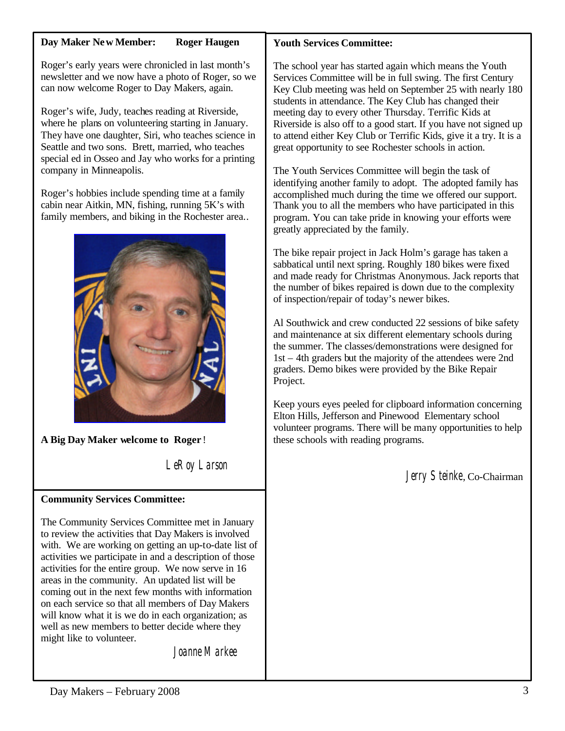**Day Maker New Member: Roger Haugen**

Roger's early years were chronicled in last month's newsletter and we now have a photo of Roger, so we can now welcome Roger to Day Makers, again.

Roger's wife, Judy, teaches reading at Riverside, where he plans on volunteering starting in January. They have one daughter, Siri, who teaches science in Seattle and two sons. Brett, married, who teaches special ed in Osseo and Jay who works for a printing company in Minneapolis.

Roger's hobbies include spending time at a family cabin near Aitkin, MN, fishing, running 5K's with family members, and biking in the Rochester area..

**A Big Day Maker welcome to Roger**!

LeRoy Larson

**Community Services Committee:**

The Community Services Committee met in January to review the activities that Day Makers is involved with. We are working on getting an up-to-date list of activities we participate in and a description of those activities for the entire group. We now serve in 16 areas in the community. An updated list will be coming out in the next few months with information on each service so that all members of Day Makers will know what it is we do in each organization; as well as new members to better decide where they might like to volunteer.

Joanne Markee

**Youth Services Committee:**

The school year has started again which means the Youth Services Committee will be in full swing. The first Century Key Club meeting was held on September 25 with nearly 180 students in attendance. The Key Club has changed their meeting day to every other Thursday. Terrific Kids at Riverside is also off to a good start. If you have not signed up to attend either Key Club or Terrific Kids, give it a try. It is a great opportunity to see Rochester schools in action.

The Youth Services Committee will begin the task of identifying another family to adopt. The adopted family has accomplished much during the time we offered our support. Thank you to all the members who have participated in this program. You can take pride in knowing your efforts were greatly appreciated by the family.

The bike repair project in Jack Holm's garage has taken a sabbatical until next spring. Roughly 180 bikes were fixed and made ready for Christmas Anonymous. Jack reports that the number of bikes repaired is down due to the complexity of inspection/repair of today's newer bikes.

Al Southwick and crew conducted 22 sessions of bike safety and maintenance at six different elementary schools during the summer. The classes/demonstrations were designed for 1st – 4th graders but the majority of the attendees were 2nd graders. Demo bikes were provided by the Bike Repair Project.

Keep yours eyes peeled for clipboard information concerning Elton Hills, Jefferson and Pinewood Elementary school volunteer programs. There will be many opportunities to help these schools with reading programs.

Jerry Steinke, Co-Chairman